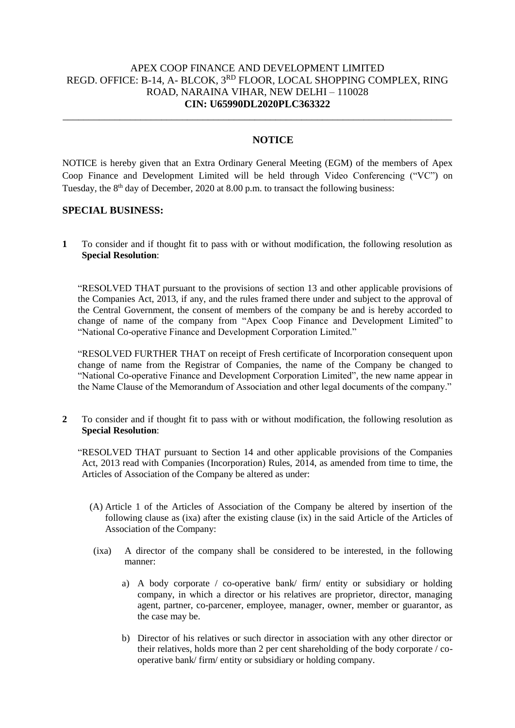APEX COOP FINANCE AND DEVELOPMENT LIMITED
REGD. OFFICE: B-14, A- BLCOK, 3RD FLOOR, LOCAL SHOPPING COMPLEX, RING ROAD, NARAINA VIHAR, NEW DELHI – 110028
**CIN: U65990DL2020PLC363322**

---

## NOTICE

NOTICE is hereby given that an Extra Ordinary General Meeting (EGM) of the members of Apex Coop Finance and Development Limited will be held through Video Conferencing ("VC") on Tuesday, the 8th day of December, 2020 at 8.00 p.m. to transact the following business:

### SPECIAL BUSINESS:

**1** To consider and if thought fit to pass with or without modification, the following resolution as **Special Resolution**:

"RESOLVED THAT pursuant to the provisions of section 13 and other applicable provisions of the Companies Act, 2013, if any, and the rules framed there under and subject to the approval of the Central Government, the consent of members of the company be and is hereby accorded to change of name of the company from "Apex Coop Finance and Development Limited" to "National Co-operative Finance and Development Corporation Limited."

"RESOLVED FURTHER THAT on receipt of Fresh certificate of Incorporation consequent upon change of name from the Registrar of Companies, the name of the Company be changed to "National Co-operative Finance and Development Corporation Limited", the new name appear in the Name Clause of the Memorandum of Association and other legal documents of the company."

**2** To consider and if thought fit to pass with or without modification, the following resolution as **Special Resolution**:

"RESOLVED THAT pursuant to Section 14 and other applicable provisions of the Companies Act, 2013 read with Companies (Incorporation) Rules, 2014, as amended from time to time, the Articles of Association of the Company be altered as under:

(A) Article 1 of the Articles of Association of the Company be altered by insertion of the following clause as (ixa) after the existing clause (ix) in the said Article of the Articles of Association of the Company:

(ixa) A director of the company shall be considered to be interested, in the following manner:

a) A body corporate / co-operative bank/ firm/ entity or subsidiary or holding company, in which a director or his relatives are proprietor, director, managing agent, partner, co-parcener, employee, manager, owner, member or guarantor, as the case may be.

b) Director of his relatives or such director in association with any other director or their relatives, holds more than 2 per cent shareholding of the body corporate / co-operative bank/ firm/ entity or subsidiary or holding company.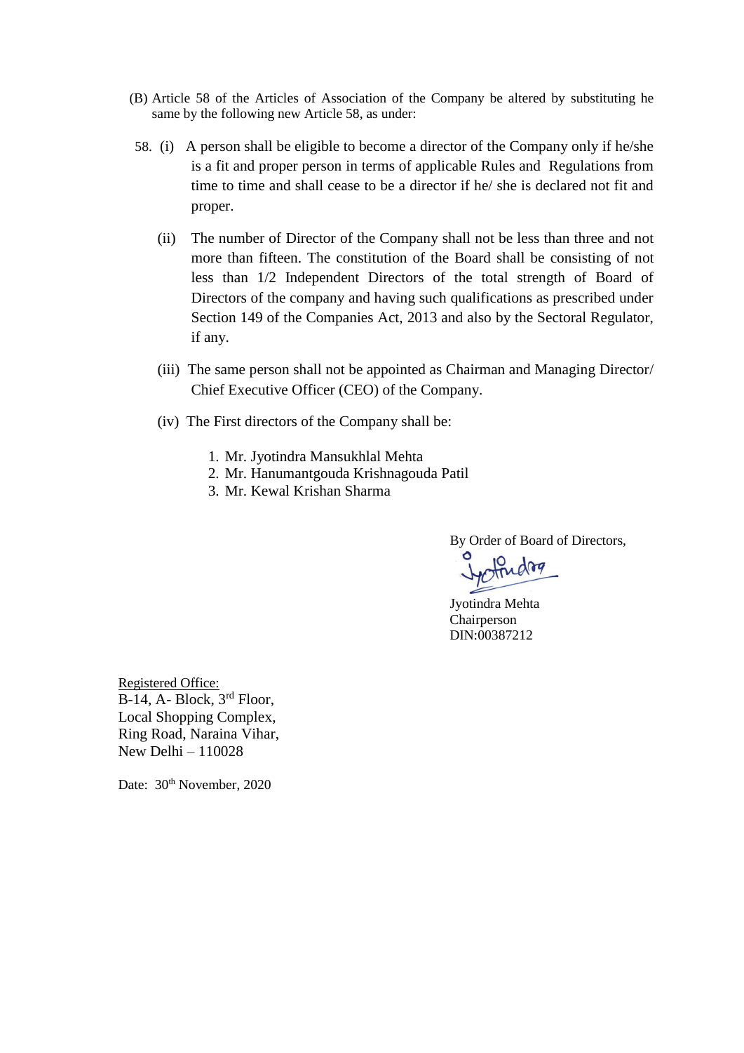(B) Article 58 of the Articles of Association of the Company be altered by substituting he same by the following new Article 58, as under:

58. (i) A person shall be eligible to become a director of the Company only if he/she is a fit and proper person in terms of applicable Rules and Regulations from time to time and shall cease to be a director if he/ she is declared not fit and proper.

(ii) The number of Director of the Company shall not be less than three and not more than fifteen. The constitution of the Board shall be consisting of not less than 1/2 Independent Directors of the total strength of Board of Directors of the company and having such qualifications as prescribed under Section 149 of the Companies Act, 2013 and also by the Sectoral Regulator, if any.

(iii) The same person shall not be appointed as Chairman and Managing Director/ Chief Executive Officer (CEO) of the Company.

(iv) The First directors of the Company shall be:

1. Mr. Jyotindra Mansukhlal Mehta
2. Mr. Hanumantgouda Krishnagouda Patil
3. Mr. Kewal Krishan Sharma

By Order of Board of Directors,

Jyotindra Mehta
Chairperson
DIN:00387212

Registered Office:
B-14, A- Block, 3rd Floor,
Local Shopping Complex,
Ring Road, Naraina Vihar,
New Delhi – 110028

Date: 30th November, 2020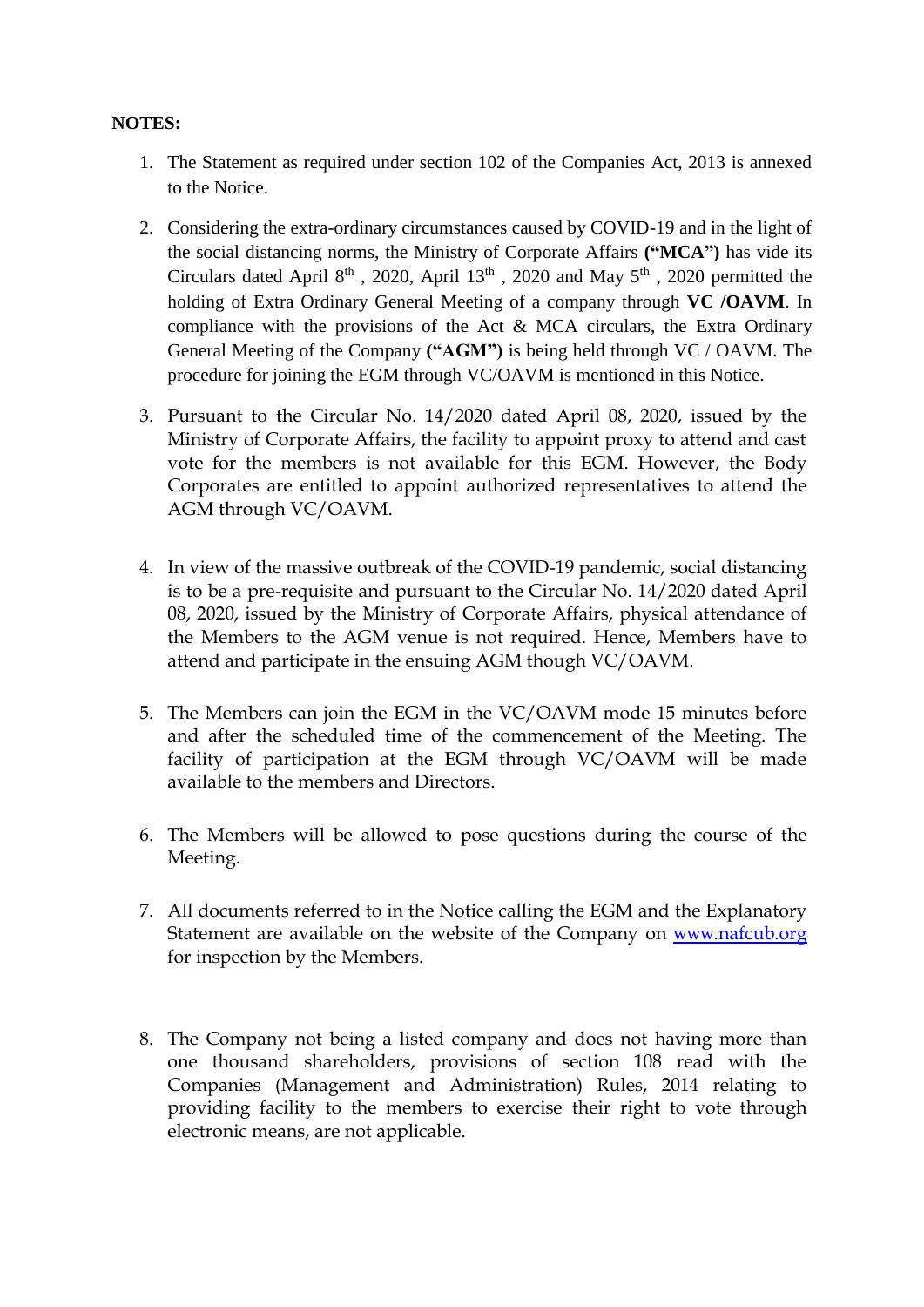**NOTES:**

1. The Statement as required under section 102 of the Companies Act, 2013 is annexed to the Notice.

2. Considering the extra-ordinary circumstances caused by COVID-19 and in the light of the social distancing norms, the Ministry of Corporate Affairs **("MCA")** has vide its Circulars dated April 8th , 2020, April 13th , 2020 and May 5th , 2020 permitted the holding of Extra Ordinary General Meeting of a company through **VC /OAVM**. In compliance with the provisions of the Act & MCA circulars, the Extra Ordinary General Meeting of the Company **("AGM")** is being held through VC / OAVM. The procedure for joining the EGM through VC/OAVM is mentioned in this Notice.

3. Pursuant to the Circular No. 14/2020 dated April 08, 2020, issued by the Ministry of Corporate Affairs, the facility to appoint proxy to attend and cast vote for the members is not available for this EGM. However, the Body Corporates are entitled to appoint authorized representatives to attend the AGM through VC/OAVM.

4. In view of the massive outbreak of the COVID-19 pandemic, social distancing is to be a pre-requisite and pursuant to the Circular No. 14/2020 dated April 08, 2020, issued by the Ministry of Corporate Affairs, physical attendance of the Members to the AGM venue is not required. Hence, Members have to attend and participate in the ensuing AGM though VC/OAVM.

5. The Members can join the EGM in the VC/OAVM mode 15 minutes before and after the scheduled time of the commencement of the Meeting. The facility of participation at the EGM through VC/OAVM will be made available to the members and Directors.

6. The Members will be allowed to pose questions during the course of the Meeting.

7. All documents referred to in the Notice calling the EGM and the Explanatory Statement are available on the website of the Company on [www.nafcub.org](www.nafcub.org) for inspection by the Members.

8. The Company not being a listed company and does not having more than one thousand shareholders, provisions of section 108 read with the Companies (Management and Administration) Rules, 2014 relating to providing facility to the members to exercise their right to vote through electronic means, are not applicable.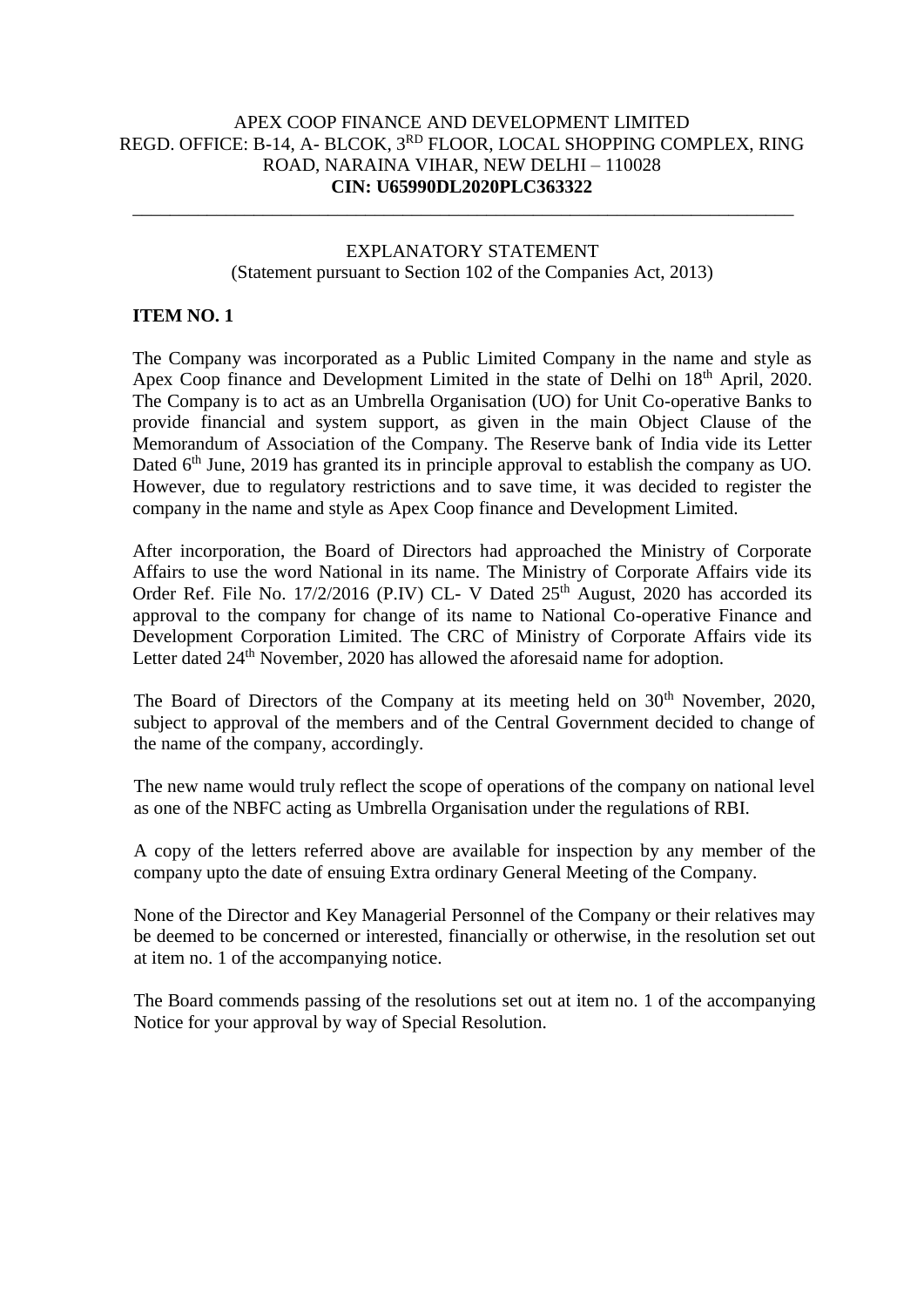APEX COOP FINANCE AND DEVELOPMENT LIMITED
REGD. OFFICE: B-14, A- BLCOK, 3RD FLOOR, LOCAL SHOPPING COMPLEX, RING ROAD, NARAINA VIHAR, NEW DELHI – 110028
**CIN: U65990DL2020PLC363322**

---

EXPLANATORY STATEMENT
(Statement pursuant to Section 102 of the Companies Act, 2013)

**ITEM NO. 1**

The Company was incorporated as a Public Limited Company in the name and style as Apex Coop finance and Development Limited in the state of Delhi on 18th April, 2020. The Company is to act as an Umbrella Organisation (UO) for Unit Co-operative Banks to provide financial and system support, as given in the main Object Clause of the Memorandum of Association of the Company. The Reserve bank of India vide its Letter Dated 6th June, 2019 has granted its in principle approval to establish the company as UO. However, due to regulatory restrictions and to save time, it was decided to register the company in the name and style as Apex Coop finance and Development Limited.

After incorporation, the Board of Directors had approached the Ministry of Corporate Affairs to use the word National in its name. The Ministry of Corporate Affairs vide its Order Ref. File No. 17/2/2016 (P.IV) CL- V Dated 25th August, 2020 has accorded its approval to the company for change of its name to National Co-operative Finance and Development Corporation Limited. The CRC of Ministry of Corporate Affairs vide its Letter dated 24th November, 2020 has allowed the aforesaid name for adoption.

The Board of Directors of the Company at its meeting held on 30th November, 2020, subject to approval of the members and of the Central Government decided to change of the name of the company, accordingly.

The new name would truly reflect the scope of operations of the company on national level as one of the NBFC acting as Umbrella Organisation under the regulations of RBI.

A copy of the letters referred above are available for inspection by any member of the company upto the date of ensuing Extra ordinary General Meeting of the Company.

None of the Director and Key Managerial Personnel of the Company or their relatives may be deemed to be concerned or interested, financially or otherwise, in the resolution set out at item no. 1 of the accompanying notice.

The Board commends passing of the resolutions set out at item no. 1 of the accompanying Notice for your approval by way of Special Resolution.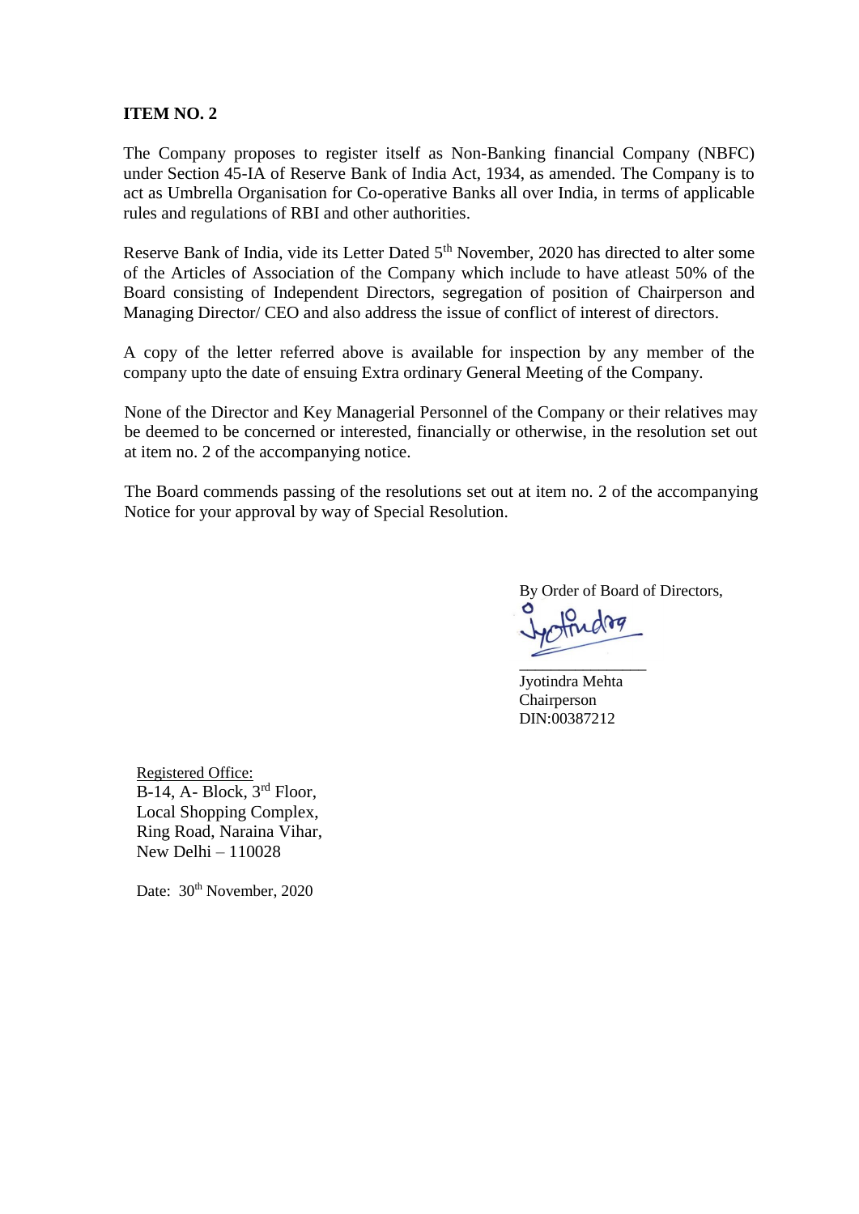**ITEM NO. 2**

The Company proposes to register itself as Non-Banking financial Company (NBFC) under Section 45-IA of Reserve Bank of India Act, 1934, as amended. The Company is to act as Umbrella Organisation for Co-operative Banks all over India, in terms of applicable rules and regulations of RBI and other authorities.

Reserve Bank of India, vide its Letter Dated 5th November, 2020 has directed to alter some of the Articles of Association of the Company which include to have atleast 50% of the Board consisting of Independent Directors, segregation of position of Chairperson and Managing Director/ CEO and also address the issue of conflict of interest of directors.

A copy of the letter referred above is available for inspection by any member of the company upto the date of ensuing Extra ordinary General Meeting of the Company.

None of the Director and Key Managerial Personnel of the Company or their relatives may be deemed to be concerned or interested, financially or otherwise, in the resolution set out at item no. 2 of the accompanying notice.

The Board commends passing of the resolutions set out at item no. 2 of the accompanying Notice for your approval by way of Special Resolution.

By Order of Board of Directors,

Jyotindra Mehta
Chairperson
DIN:00387212

Registered Office:
B-14, A- Block, 3rd Floor,
Local Shopping Complex,
Ring Road, Naraina Vihar,
New Delhi – 110028

Date: 30th November, 2020